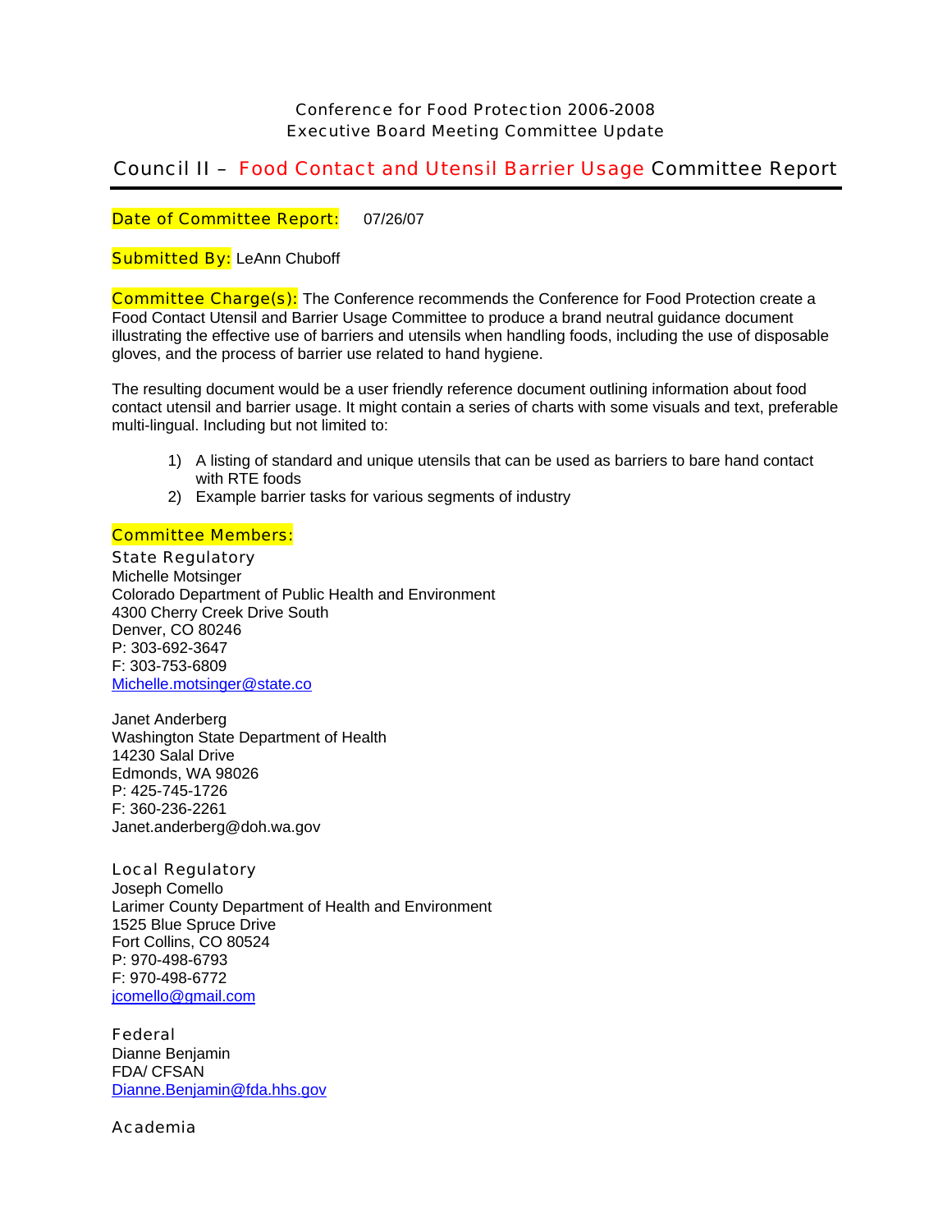Conference for Food Protection 2006-2008
Executive Board Meeting Committee Update

# Council II – Food Contact and Utensil Barrier Usage Committee Report

**Date of Committee Report:** 07/26/07

**Submitted By:** LeAnn Chuboff

**Committee Charge(s):** The Conference recommends the Conference for Food Protection create a Food Contact Utensil and Barrier Usage Committee to produce a brand neutral guidance document illustrating the effective use of barriers and utensils when handling foods, including the use of disposable gloves, and the process of barrier use related to hand hygiene.

The resulting document would be a user friendly reference document outlining information about food contact utensil and barrier usage. It might contain a series of charts with some visuals and text, preferable multi-lingual. Including but not limited to:

1) A listing of standard and unique utensils that can be used as barriers to bare hand contact with RTE foods
2) Example barrier tasks for various segments of industry

**Committee Members:**

State Regulatory

Michelle Motsinger
Colorado Department of Public Health and Environment
4300 Cherry Creek Drive South
Denver, CO 80246
P: 303-692-3647
F: 303-753-6809
Michelle.motsinger@state.co

Janet Anderberg
Washington State Department of Health
14230 Salal Drive
Edmonds, WA 98026
P: 425-745-1726
F: 360-236-2261
Janet.anderberg@doh.wa.gov

Local Regulatory

Joseph Comello
Larimer County Department of Health and Environment
1525 Blue Spruce Drive
Fort Collins, CO 80524
P: 970-498-6793
F: 970-498-6772
jcomello@gmail.com

Federal

Dianne Benjamin
FDA/ CFSAN
Dianne.Benjamin@fda.hhs.gov

Academia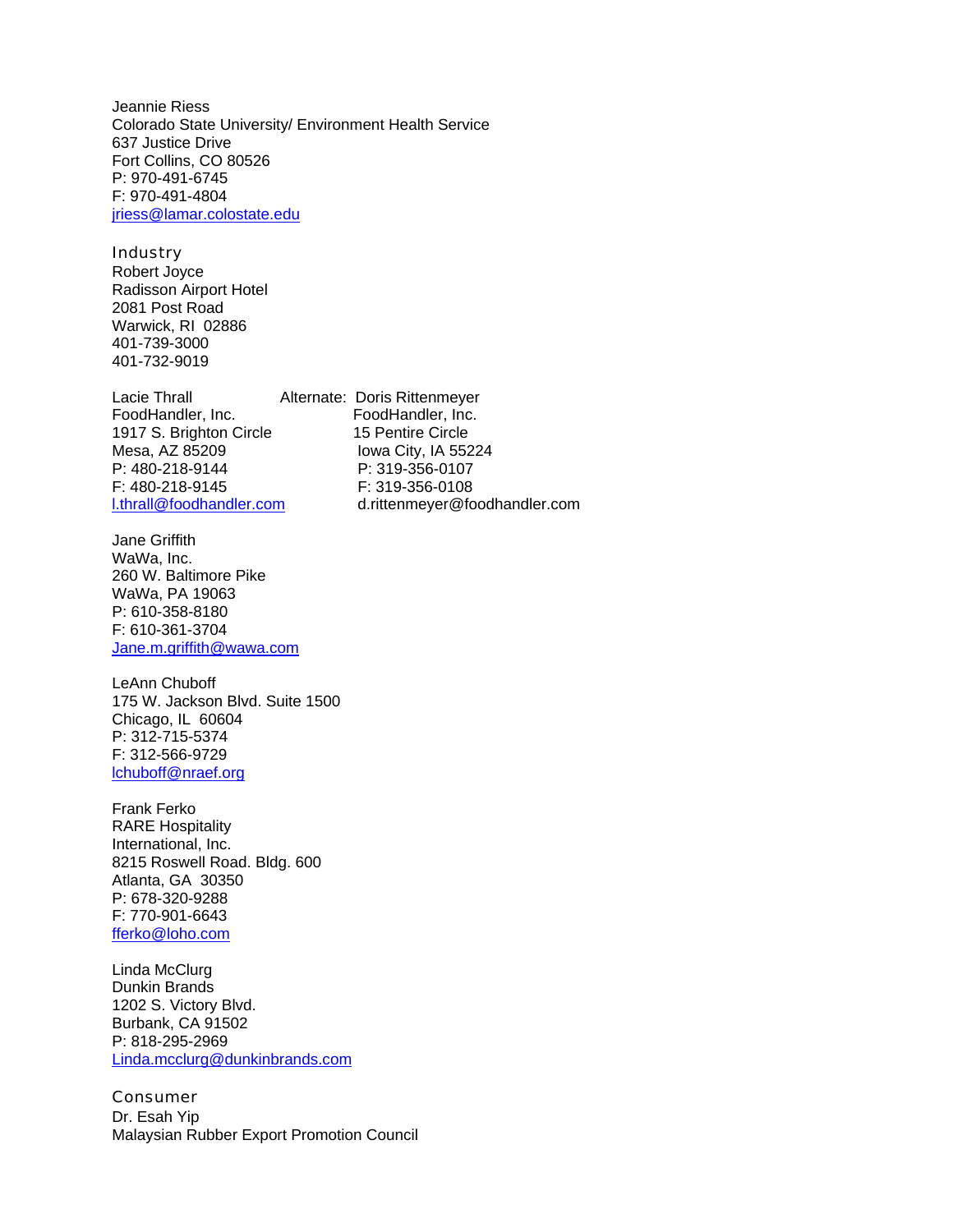Jeannie Riess
Colorado State University/ Environment Health Service
637 Justice Drive
Fort Collins, CO 80526
P: 970-491-6745
F: 970-491-4804
jriess@lamar.colostate.edu

## Industry

Robert Joyce
Radisson Airport Hotel
2081 Post Road
Warwick, RI 02886
401-739-3000
401-732-9019

Lacie Thrall
FoodHandler, Inc.
1917 S. Brighton Circle
Mesa, AZ 85209
P: 480-218-9144
F: 480-218-9145
l.thrall@foodhandler.com

Alternate: Doris Rittenmeyer
FoodHandler, Inc.
15 Pentire Circle
Iowa City, IA 55224
P: 319-356-0107
F: 319-356-0108
d.rittenmeyer@foodhandler.com

Jane Griffith
WaWa, Inc.
260 W. Baltimore Pike
WaWa, PA 19063
P: 610-358-8180
F: 610-361-3704
Jane.m.griffith@wawa.com

LeAnn Chuboff
175 W. Jackson Blvd. Suite 1500
Chicago, IL 60604
P: 312-715-5374
F: 312-566-9729
lchuboff@nraef.org

Frank Ferko
RARE Hospitality
International, Inc.
8215 Roswell Road. Bldg. 600
Atlanta, GA 30350
P: 678-320-9288
F: 770-901-6643
fferko@loho.com

Linda McClurg
Dunkin Brands
1202 S. Victory Blvd.
Burbank, CA 91502
P: 818-295-2969
Linda.mcclurg@dunkinbrands.com

## Consumer

Dr. Esah Yip
Malaysian Rubber Export Promotion Council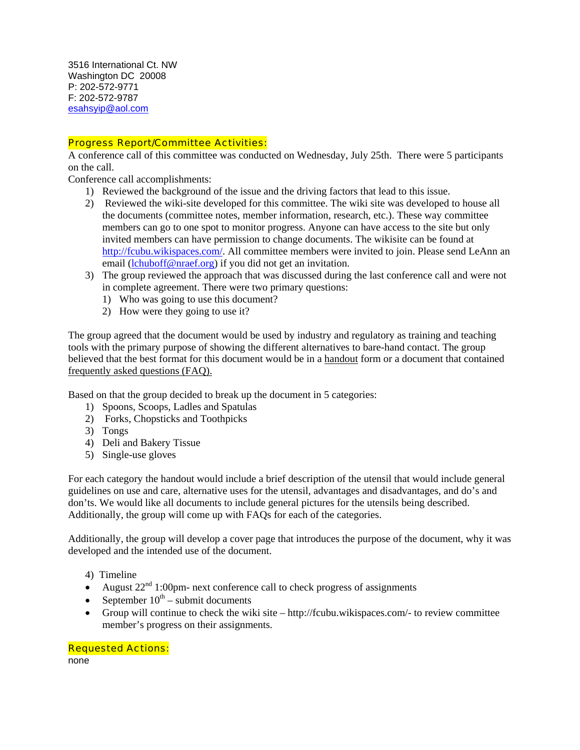3516 International Ct. NW
Washington DC 20008
P: 202-572-9771
F: 202-572-9787
esahsyip@aol.com

## Progress Report/Committee Activities:

A conference call of this committee was conducted on Wednesday, July 25th. There were 5 participants on the call.

Conference call accomplishments:

1) Reviewed the background of the issue and the driving factors that lead to this issue.
2) Reviewed the wiki-site developed for this committee. The wiki site was developed to house all the documents (committee notes, member information, research, etc.). These way committee members can go to one spot to monitor progress. Anyone can have access to the site but only invited members can have permission to change documents. The wikisite can be found at http://fcubu.wikispaces.com/. All committee members were invited to join. Please send LeAnn an email (lchuboff@nraef.org) if you did not get an invitation.
3) The group reviewed the approach that was discussed during the last conference call and were not in complete agreement. There were two primary questions:
    1) Who was going to use this document?
    2) How were they going to use it?

The group agreed that the document would be used by industry and regulatory as training and teaching tools with the primary purpose of showing the different alternatives to bare-hand contact. The group believed that the best format for this document would be in a handout form or a document that contained frequently asked questions (FAQ).

Based on that the group decided to break up the document in 5 categories:

1) Spoons, Scoops, Ladles and Spatulas
2) Forks, Chopsticks and Toothpicks
3) Tongs
4) Deli and Bakery Tissue
5) Single-use gloves

For each category the handout would include a brief description of the utensil that would include general guidelines on use and care, alternative uses for the utensil, advantages and disadvantages, and do's and don'ts. We would like all documents to include general pictures for the utensils being described. Additionally, the group will come up with FAQs for each of the categories.

Additionally, the group will develop a cover page that introduces the purpose of the document, why it was developed and the intended use of the document.

4) Timeline

- August 22nd 1:00pm- next conference call to check progress of assignments
- September 10th – submit documents
- Group will continue to check the wiki site – http://fcubu.wikispaces.com/- to review committee member's progress on their assignments.

## Requested Actions:

none